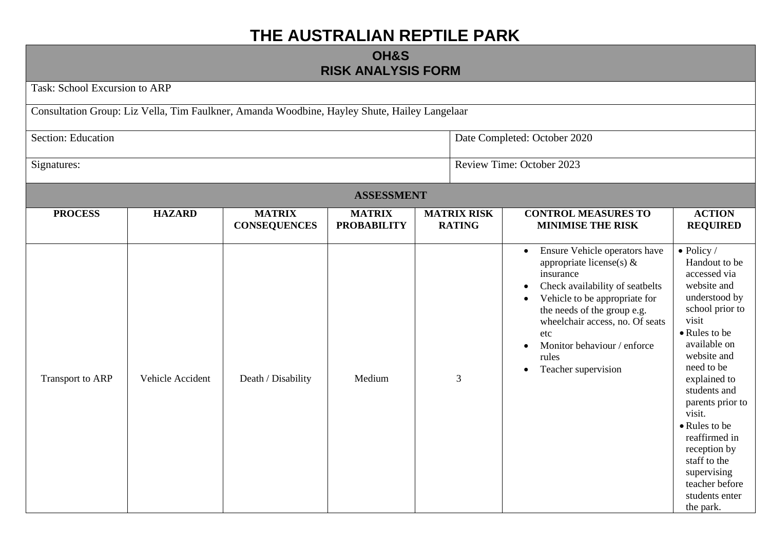# THE AUSTRALIAN REPTILE PARK

## OH&S
## RISK ANALYSIS FORM

Task: School Excursion to ARP

Consultation Group: Liz Vella, Tim Faulkner, Amanda Woodbine, Hayley Shute, Hailey Langelaar

| Section: Education | Date Completed: October 2020 |
|---|---|
| Signatures: | Review Time: October 2023 |

### ASSESSMENT

| PROCESS | HAZARD | MATRIX CONSEQUENCES | MATRIX PROBABILITY | MATRIX RISK RATING | CONTROL MEASURES TO MINIMISE THE RISK | ACTION REQUIRED |
|---|---|---|---|---|---|---|
| Transport to ARP | Vehicle Accident | Death / Disability | Medium | 3 | • Ensure Vehicle operators have appropriate license(s) & insurance<br>• Check availability of seatbelts<br>• Vehicle to be appropriate for the needs of the group e.g. wheelchair access, no. Of seats etc<br>• Monitor behaviour / enforce rules<br>• Teacher supervision | • Policy / Handout to be accessed via website and understood by school prior to visit<br>• Rules to be available on website and need to be explained to students and parents prior to visit.<br>• Rules to be reaffirmed in reception by staff to the supervising teacher before students enter the park. |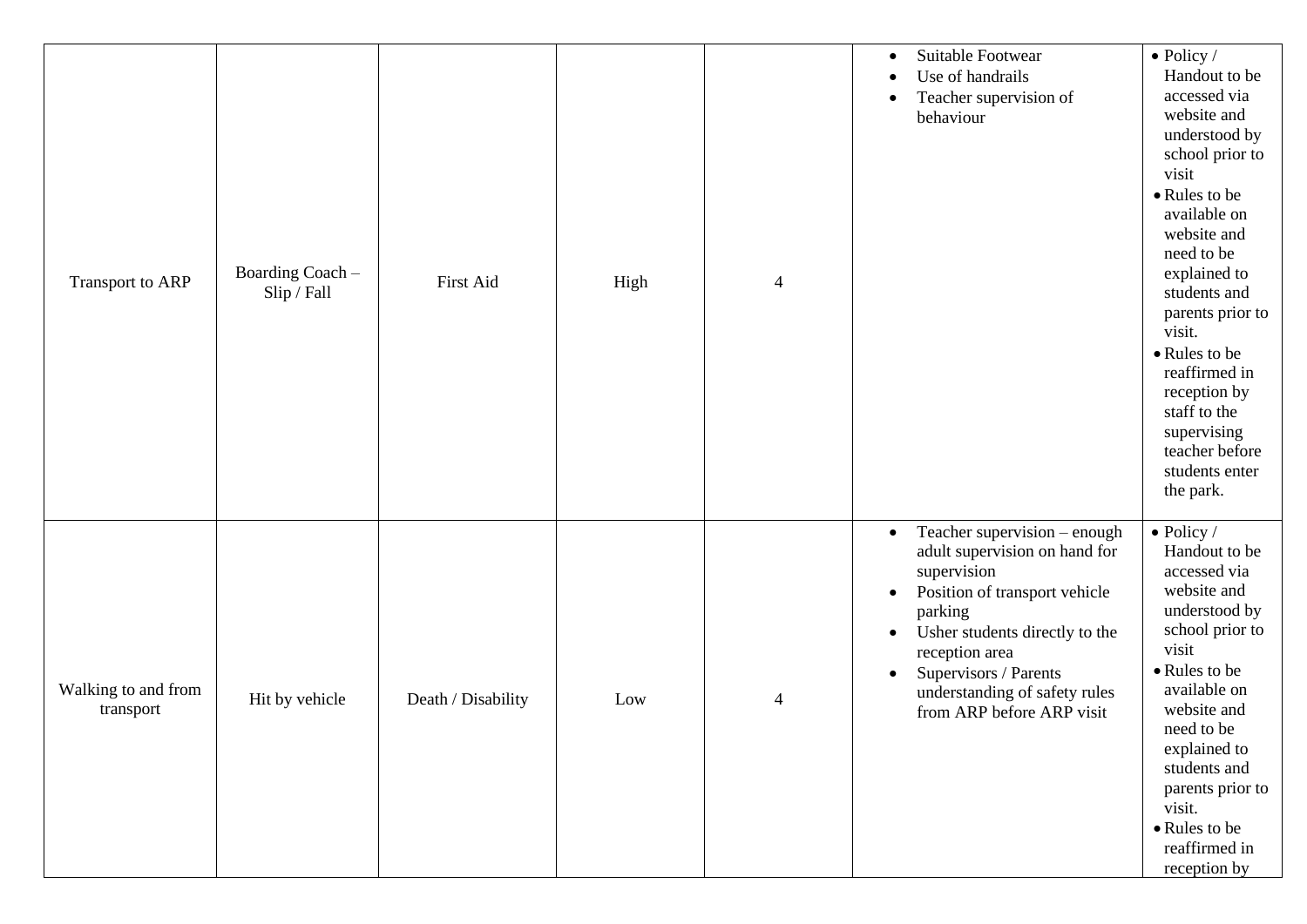| | | | | | | |
|---|---|---|---|---|---|---|
| Transport to ARP | Boarding Coach – Slip / Fall | First Aid | High | 4 | • Suitable Footwear<br>• Use of handrails<br>• Teacher supervision of behaviour | • Policy / Handout to be accessed via website and understood by school prior to visit<br>• Rules to be available on website and need to be explained to students and parents prior to visit.<br>• Rules to be reaffirmed in reception by staff to the supervising teacher before students enter the park. |
| Walking to and from transport | Hit by vehicle | Death / Disability | Low | 4 | • Teacher supervision – enough adult supervision on hand for supervision<br>• Position of transport vehicle parking<br>• Usher students directly to the reception area<br>• Supervisors / Parents understanding of safety rules from ARP before ARP visit | • Policy / Handout to be accessed via website and understood by school prior to visit<br>• Rules to be available on website and need to be explained to students and parents prior to visit.<br>• Rules to be reaffirmed in reception by |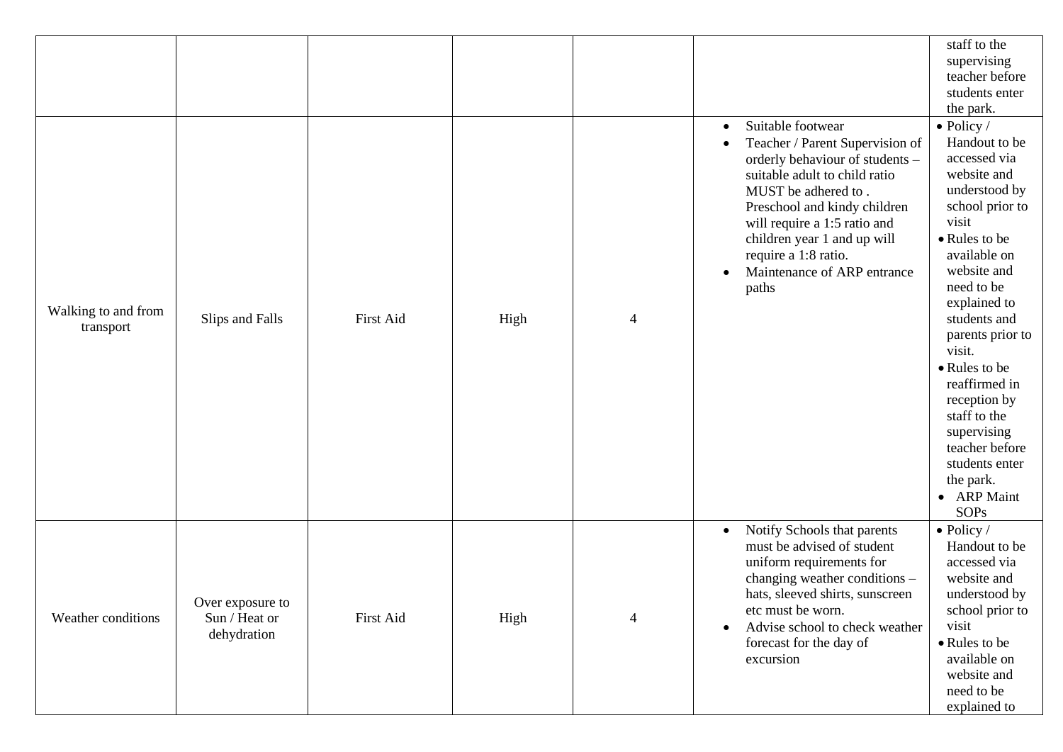| | | | | | | |
|---|---|---|---|---|---|---|
| | | | | | | staff to the supervising teacher before students enter the park. |
| Walking to and from transport | Slips and Falls | First Aid | High | 4 | • Suitable footwear<br>• Teacher / Parent Supervision of orderly behaviour of students – suitable adult to child ratio MUST be adhered to . Preschool and kindy children will require a 1:5 ratio and children year 1 and up will require a 1:8 ratio.<br>• Maintenance of ARP entrance paths | • Policy / Handout to be accessed via website and understood by school prior to visit<br>• Rules to be available on website and need to be explained to students and parents prior to visit.<br>• Rules to be reaffirmed in reception by staff to the supervising teacher before students enter the park.<br>• ARP Maint SOPs |
| Weather conditions | Over exposure to Sun / Heat or dehydration | First Aid | High | 4 | • Notify Schools that parents must be advised of student uniform requirements for changing weather conditions – hats, sleeved shirts, sunscreen etc must be worn.<br>• Advise school to check weather forecast for the day of excursion | • Policy / Handout to be accessed via website and understood by school prior to visit<br>• Rules to be available on website and need to be explained to |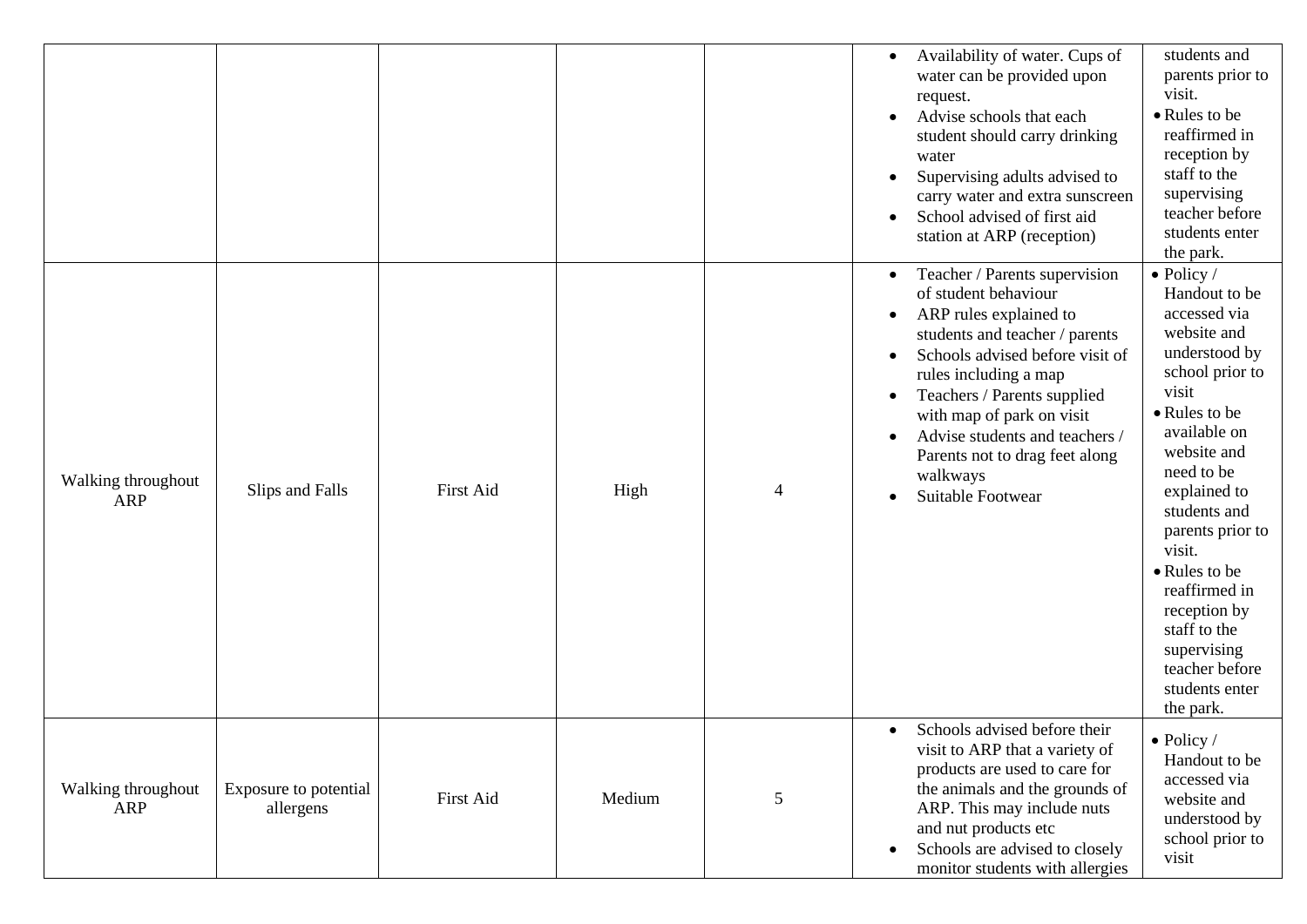| | | | | | | |
|---|---|---|---|---|---|---|
| | | | | | • Availability of water. Cups of water can be provided upon request.<br>• Advise schools that each student should carry drinking water<br>• Supervising adults advised to carry water and extra sunscreen<br>• School advised of first aid station at ARP (reception) | students and parents prior to visit.<br>• Rules to be reaffirmed in reception by staff to the supervising teacher before students enter the park. |
| Walking throughout ARP | Slips and Falls | First Aid | High | 4 | • Teacher / Parents supervision of student behaviour<br>• ARP rules explained to students and teacher / parents<br>• Schools advised before visit of rules including a map<br>• Teachers / Parents supplied with map of park on visit<br>• Advise students and teachers / Parents not to drag feet along walkways<br>• Suitable Footwear | • Policy / Handout to be accessed via website and understood by school prior to visit<br>• Rules to be available on website and need to be explained to students and parents prior to visit.<br>• Rules to be reaffirmed in reception by staff to the supervising teacher before students enter the park. |
| Walking throughout ARP | Exposure to potential allergens | First Aid | Medium | 5 | • Schools advised before their visit to ARP that a variety of products are used to care for the animals and the grounds of ARP. This may include nuts and nut products etc<br>• Schools are advised to closely monitor students with allergies | • Policy / Handout to be accessed via website and understood by school prior to visit |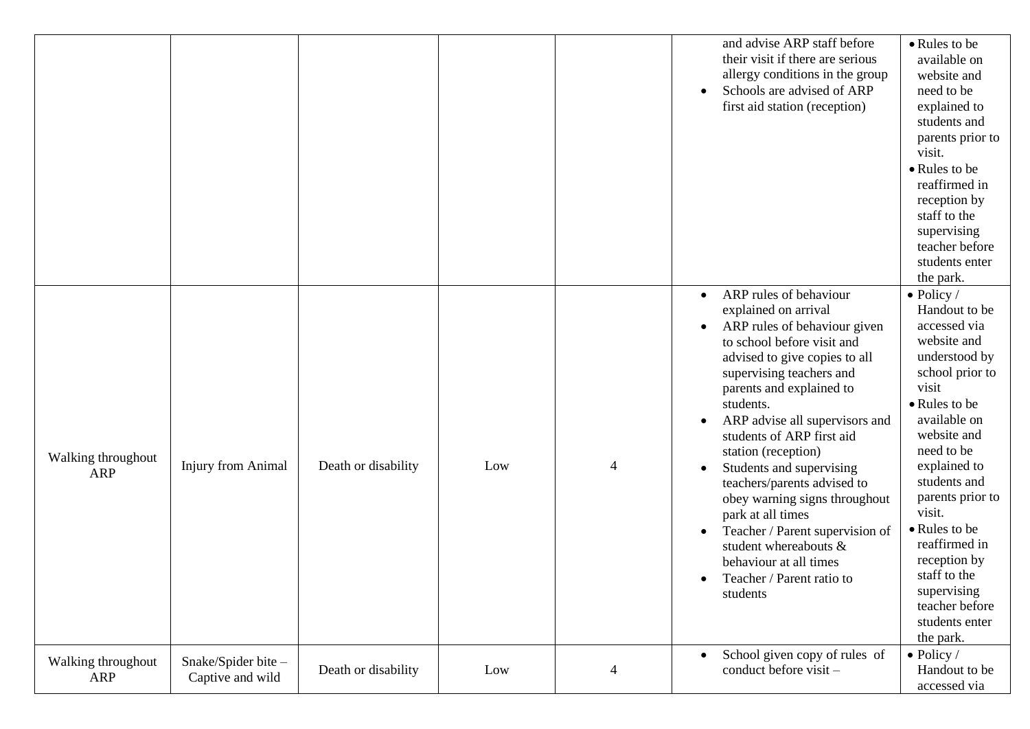| | | | | | | |
|---|---|---|---|---|---|---|
| | | | | | and advise ARP staff before their visit if there are serious allergy conditions in the group<br>• Schools are advised of ARP first aid station (reception) | • Rules to be available on website and need to be explained to students and parents prior to visit.<br>• Rules to be reaffirmed in reception by staff to the supervising teacher before students enter the park. |
| Walking throughout ARP | Injury from Animal | Death or disability | Low | 4 | • ARP rules of behaviour explained on arrival<br>• ARP rules of behaviour given to school before visit and advised to give copies to all supervising teachers and parents and explained to students.<br>• ARP advise all supervisors and students of ARP first aid station (reception)<br>• Students and supervising teachers/parents advised to obey warning signs throughout park at all times<br>• Teacher / Parent supervision of student whereabouts & behaviour at all times<br>• Teacher / Parent ratio to students | • Policy / Handout to be accessed via website and understood by school prior to visit<br>• Rules to be available on website and need to be explained to students and parents prior to visit.<br>• Rules to be reaffirmed in reception by staff to the supervising teacher before students enter the park. |
| Walking throughout ARP | Snake/Spider bite – Captive and wild | Death or disability | Low | 4 | • School given copy of rules of conduct before visit – | • Policy / Handout to be accessed via |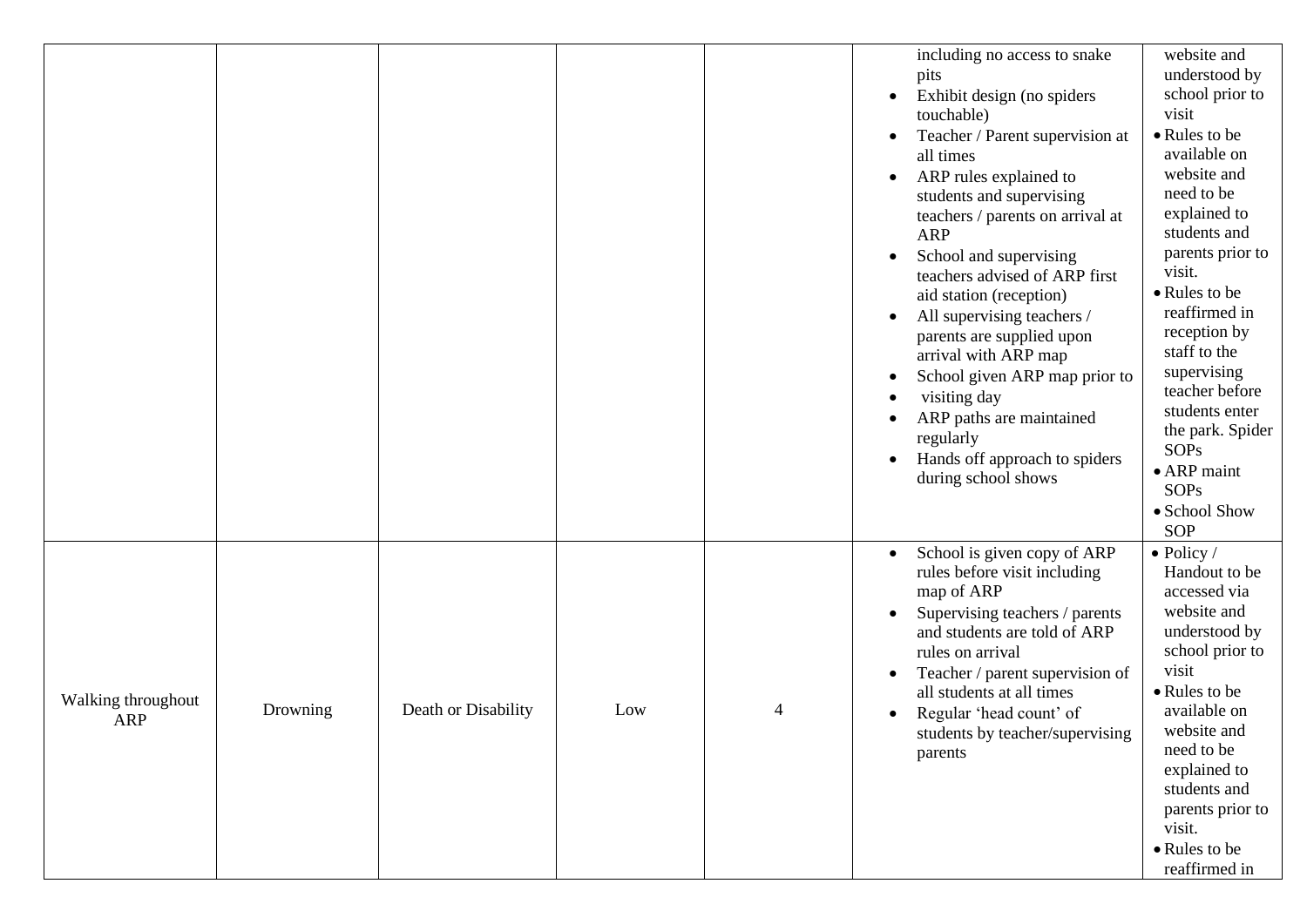| | | | | | | |
|---|---|---|---|---|---|---|
| | | | | | including no access to snake pits<br>• Exhibit design (no spiders touchable)<br>• Teacher / Parent supervision at all times<br>• ARP rules explained to students and supervising teachers / parents on arrival at ARP<br>• School and supervising teachers advised of ARP first aid station (reception)<br>• All supervising teachers / parents are supplied upon arrival with ARP map<br>• School given ARP map prior to<br>• visiting day<br>• ARP paths are maintained regularly<br>• Hands off approach to spiders during school shows | website and understood by school prior to visit<br>• Rules to be available on website and need to be explained to students and parents prior to visit.<br>• Rules to be reaffirmed in reception by staff to the supervising teacher before students enter the park. Spider SOPs<br>• ARP maint SOPs<br>• School Show SOP |
| Walking throughout ARP | Drowning | Death or Disability | Low | 4 | • School is given copy of ARP rules before visit including map of ARP<br>• Supervising teachers / parents and students are told of ARP rules on arrival<br>• Teacher / parent supervision of all students at all times<br>• Regular 'head count' of students by teacher/supervising parents | • Policy / Handout to be accessed via website and understood by school prior to visit<br>• Rules to be available on website and need to be explained to students and parents prior to visit.<br>• Rules to be reaffirmed in |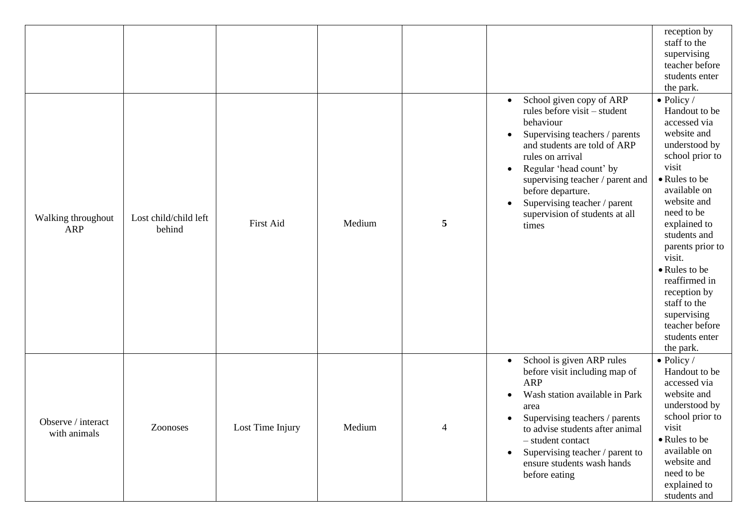| | | | | | | |
|---|---|---|---|---|---|---|
| | | | | | | reception by staff to the supervising teacher before students enter the park. |
| Walking throughout ARP | Lost child/child left behind | First Aid | Medium | **5** | • School given copy of ARP rules before visit – student behaviour<br>• Supervising teachers / parents and students are told of ARP rules on arrival<br>• Regular 'head count' by supervising teacher / parent and before departure.<br>• Supervising teacher / parent supervision of students at all times | • Policy / Handout to be accessed via website and understood by school prior to visit<br>• Rules to be available on website and need to be explained to students and parents prior to visit.<br>• Rules to be reaffirmed in reception by staff to the supervising teacher before students enter the park. |
| Observe / interact with animals | Zoonoses | Lost Time Injury | Medium | 4 | • School is given ARP rules before visit including map of ARP<br>• Wash station available in Park area<br>• Supervising teachers / parents to advise students after animal – student contact<br>• Supervising teacher / parent to ensure students wash hands before eating | • Policy / Handout to be accessed via website and understood by school prior to visit<br>• Rules to be available on website and need to be explained to students and |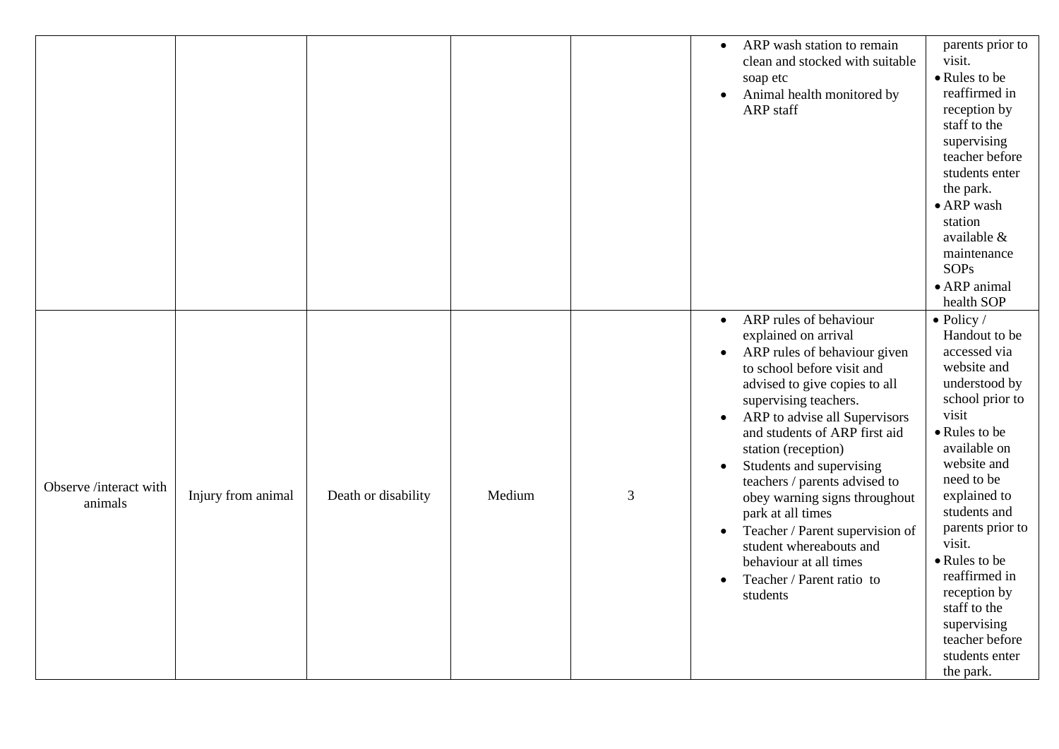| | | | | | | |
|---|---|---|---|---|---|---|
| | | | | | • ARP wash station to remain clean and stocked with suitable soap etc<br>• Animal health monitored by ARP staff | parents prior to visit.<br>• Rules to be reaffirmed in reception by staff to the supervising teacher before students enter the park.<br>• ARP wash station available & maintenance SOPs<br>• ARP animal health SOP |
| Observe /interact with animals | Injury from animal | Death or disability | Medium | 3 | • ARP rules of behaviour explained on arrival<br>• ARP rules of behaviour given to school before visit and advised to give copies to all supervising teachers.<br>• ARP to advise all Supervisors and students of ARP first aid station (reception)<br>• Students and supervising teachers / parents advised to obey warning signs throughout park at all times<br>• Teacher / Parent supervision of student whereabouts and behaviour at all times<br>• Teacher / Parent ratio to students | • Policy / Handout to be accessed via website and understood by school prior to visit<br>• Rules to be available on website and need to be explained to students and parents prior to visit.<br>• Rules to be reaffirmed in reception by staff to the supervising teacher before students enter the park. |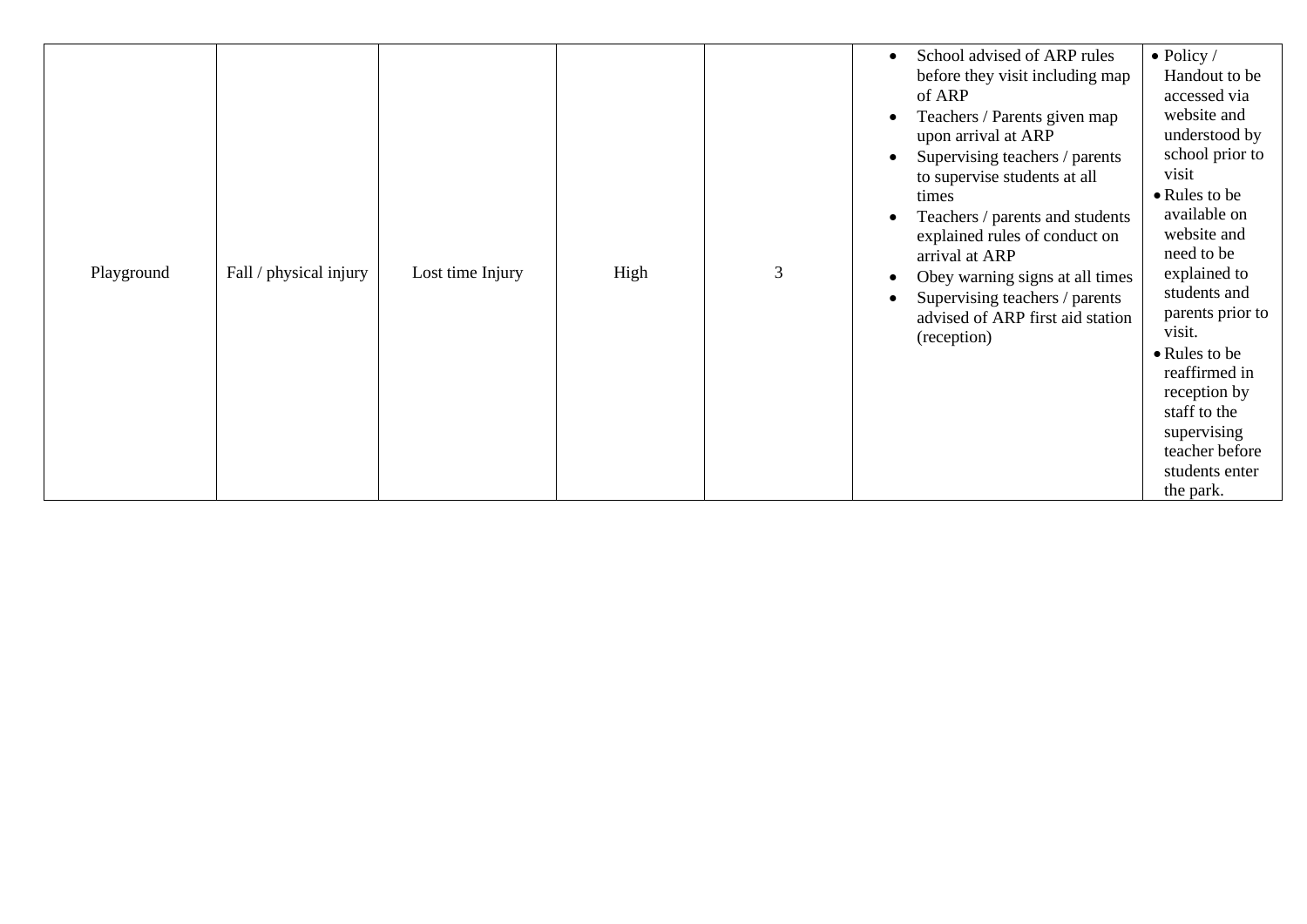| | | | | | | |
|---|---|---|---|---|---|---|
| Playground | Fall / physical injury | Lost time Injury | High | 3 | • School advised of ARP rules before they visit including map of ARP<br>• Teachers / Parents given map upon arrival at ARP<br>• Supervising teachers / parents to supervise students at all times<br>• Teachers / parents and students explained rules of conduct on arrival at ARP<br>• Obey warning signs at all times<br>• Supervising teachers / parents advised of ARP first aid station (reception) | • Policy / Handout to be accessed via website and understood by school prior to visit<br>• Rules to be available on website and need to be explained to students and parents prior to visit.<br>• Rules to be reaffirmed in reception by staff to the supervising teacher before students enter the park. |